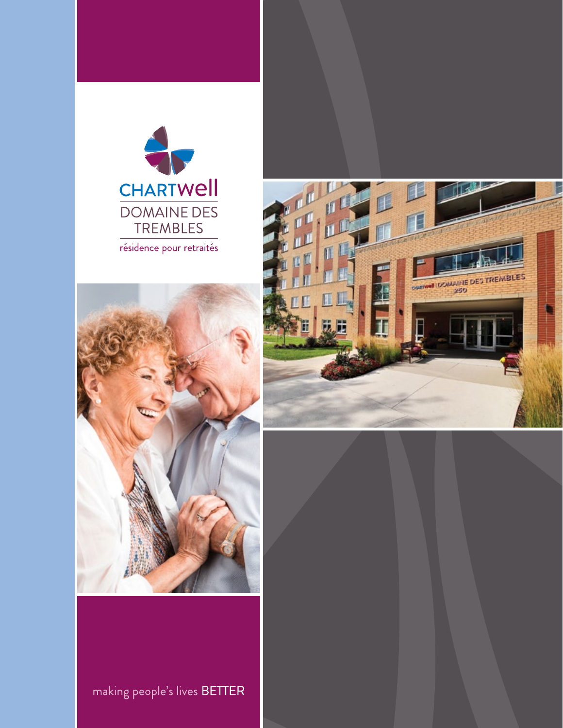CHARTWell

# DOMAINE DES TREMBLES

résidence pour retraités

making people's lives BETTER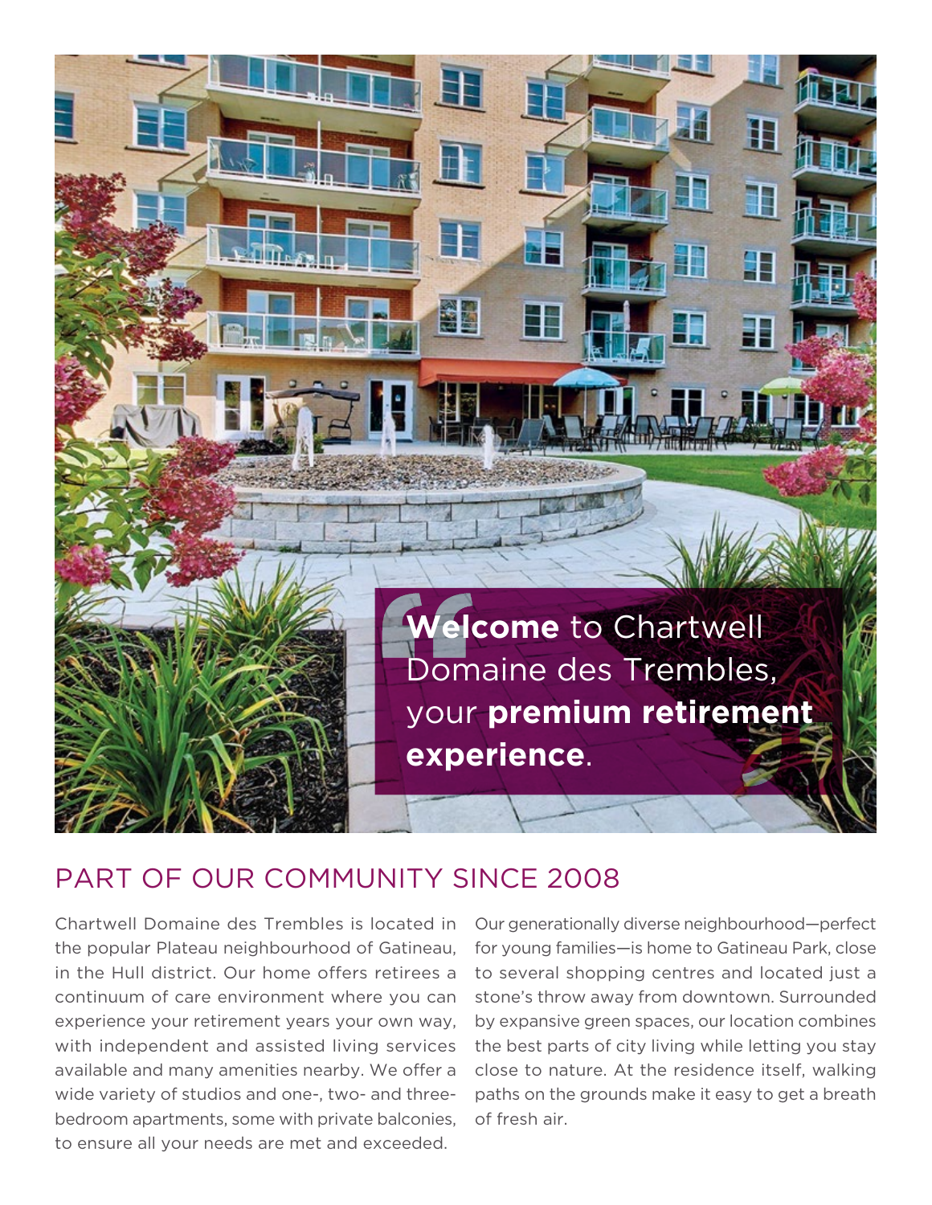**Welcome** to Chartwell Domaine des Trembles, your **premium retirement experience**.

## PART OF OUR COMMUNITY SINCE 2008

Chartwell Domaine des Trembles is located in the popular Plateau neighbourhood of Gatineau, in the Hull district. Our home offers retirees a continuum of care environment where you can experience your retirement years your own way, with independent and assisted living services available and many amenities nearby. We offer a wide variety of studios and one-, two- and three-bedroom apartments, some with private balconies, to ensure all your needs are met and exceeded.

Our generationally diverse neighbourhood—perfect for young families—is home to Gatineau Park, close to several shopping centres and located just a stone's throw away from downtown. Surrounded by expansive green spaces, our location combines the best parts of city living while letting you stay close to nature. At the residence itself, walking paths on the grounds make it easy to get a breath of fresh air.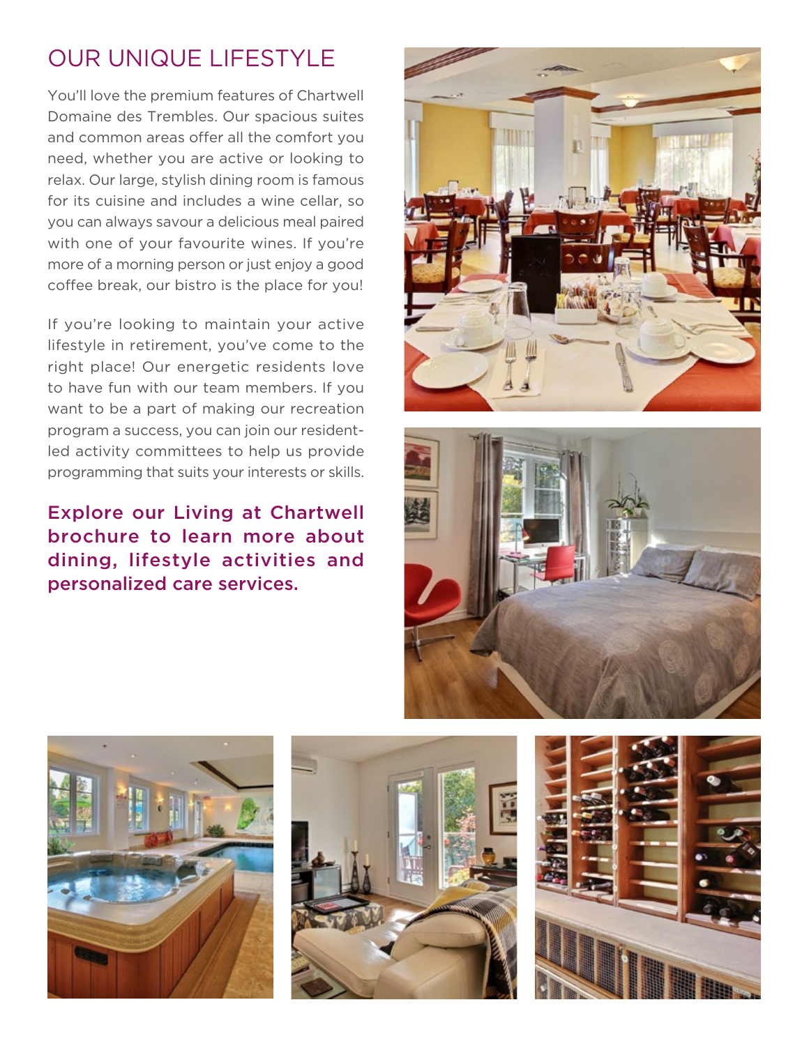## OUR UNIQUE LIFESTYLE

You'll love the premium features of Chartwell Domaine des Trembles. Our spacious suites and common areas offer all the comfort you need, whether you are active or looking to relax. Our large, stylish dining room is famous for its cuisine and includes a wine cellar, so you can always savour a delicious meal paired with one of your favourite wines. If you're more of a morning person or just enjoy a good coffee break, our bistro is the place for you!

If you're looking to maintain your active lifestyle in retirement, you've come to the right place! Our energetic residents love to have fun with our team members. If you want to be a part of making our recreation program a success, you can join our resident-led activity committees to help us provide programming that suits your interests or skills.

**Explore our Living at Chartwell brochure to learn more about dining, lifestyle activities and personalized care services.**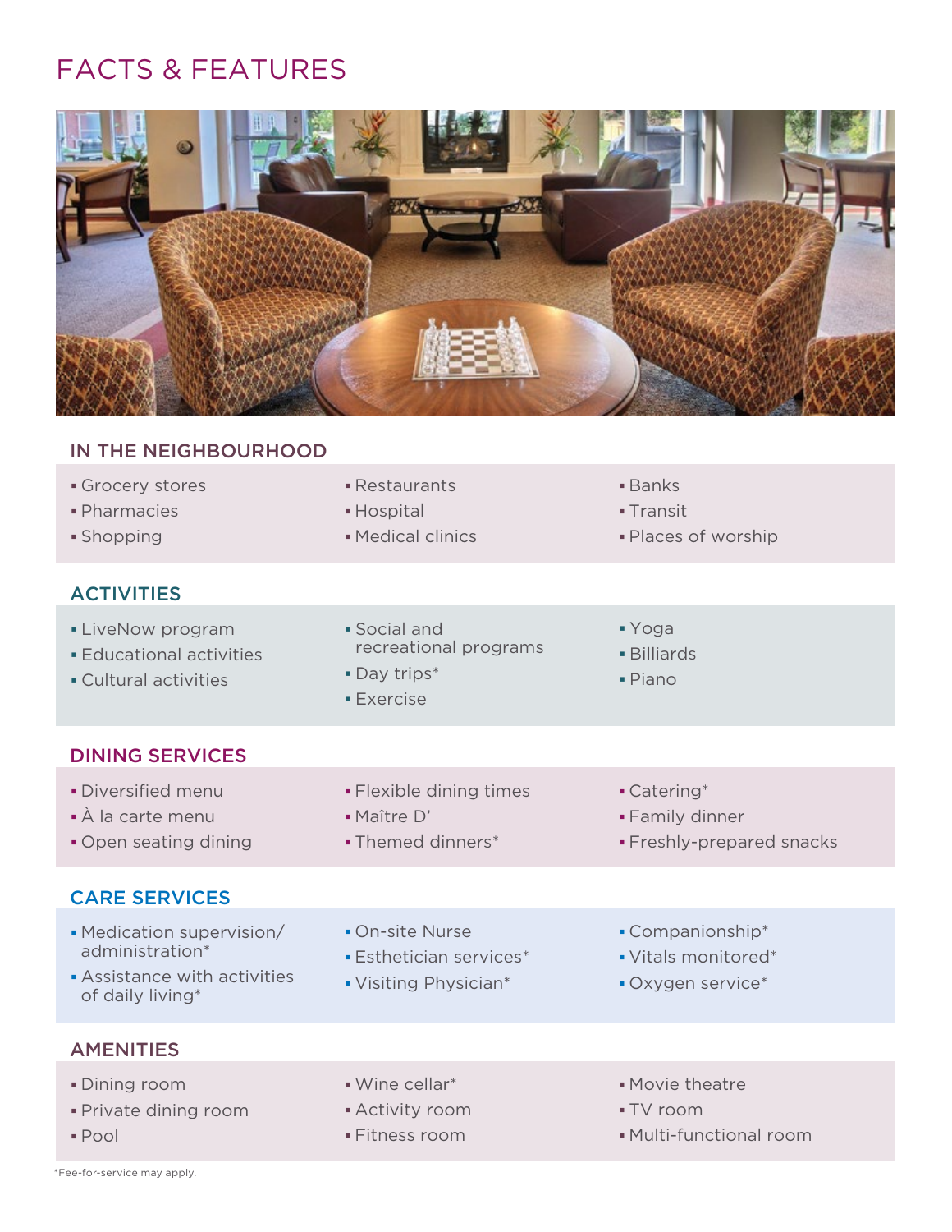# FACTS & FEATURES

## IN THE NEIGHBOURHOOD

- Grocery stores
- Pharmacies
- Shopping
- Restaurants
- Hospital
- Medical clinics
- Banks
- Transit
- Places of worship

## ACTIVITIES

- LiveNow program
- Educational activities
- Cultural activities
- Social and recreational programs
- Day trips*
- Exercise
- Yoga
- Billiards
- Piano

## DINING SERVICES

- Diversified menu
- À la carte menu
- Open seating dining
- Flexible dining times
- Maître D'
- Themed dinners*
- Catering*
- Family dinner
- Freshly-prepared snacks

## CARE SERVICES

- Medication supervision/administration*
- Assistance with activities of daily living*
- On-site Nurse
- Esthetician services*
- Visiting Physician*
- Companionship*
- Vitals monitored*
- Oxygen service*

## AMENITIES

- Dining room
- Private dining room
- Pool
- Wine cellar*
- Activity room
- Fitness room
- Movie theatre
- TV room
- Multi-functional room

*Fee-for-service may apply.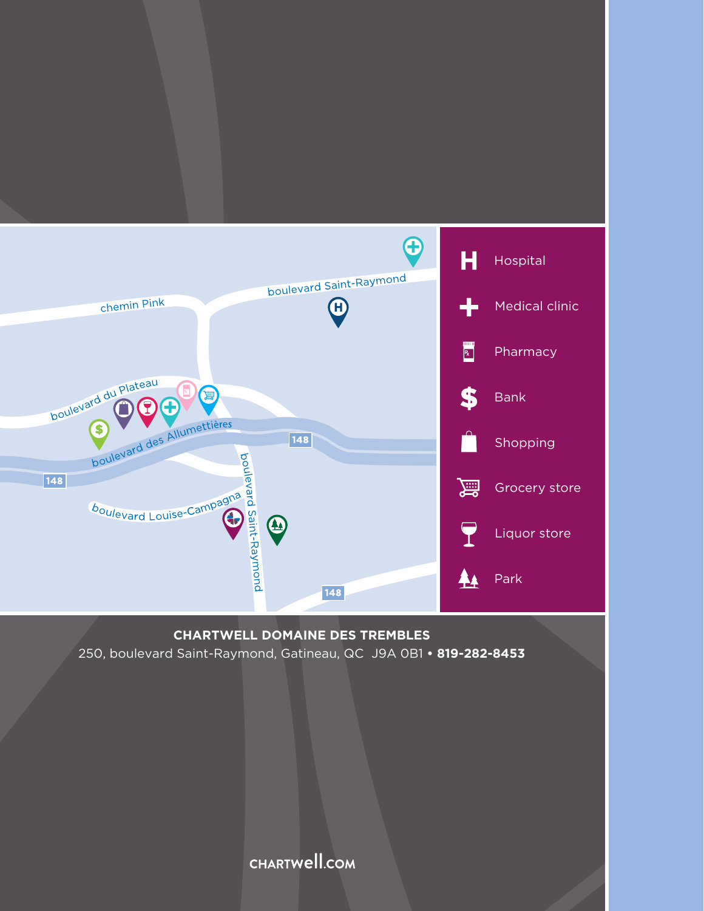- Hospital
- Medical clinic
- Pharmacy
- Bank
- Shopping
- Grocery store
- Liquor store
- Park

chemin Pink

boulevard Saint-Raymond

boulevard du Plateau

boulevard des Allumettières

148

boulevard Louise-Campagna

148

148

**CHARTWELL DOMAINE DES TREMBLES**

250, boulevard Saint-Raymond, Gatineau, QC J9A 0B1 • **819-282-8453**

CHARTWELL.COM